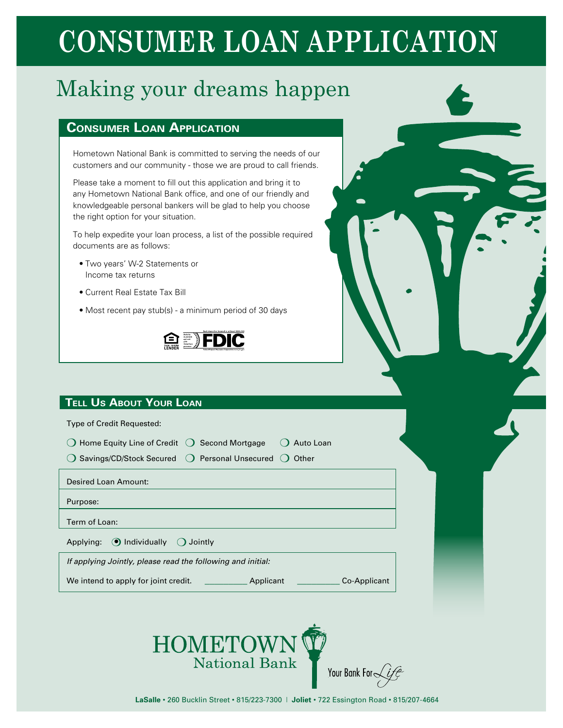# CONSUMER LOAN APPLICATION

## Making your dreams happen

### Consumer Loan Application

Hometown National Bank is committed to serving the needs of our customers and our community - those we are proud to call friends.

Please take a moment to fill out this application and bring it to any Hometown National Bank office, and one of our friendly and knowledgeable personal bankers will be glad to help you choose the right option for your situation.

To help expedite your loan process, a list of the possible required documents are as follows:

- Two years' W-2 Statements or Income tax returns
- Current Real Estate Tax Bill
- Most recent pay stub(s) - a minimum period of 30 days

EQUAL HOUSING LENDER FDIC

### Tell Us About Your Loan

Type of Credit Requested:

- ❍ Home Equity Line of Credit
- ❍ Second Mortgage
- ❍ Auto Loan
- ❍ Savings/CD/Stock Secured
- ❍ Personal Unsecured
- ❍ Other

Desired Loan Amount:

Purpose:

Term of Loan:

Applying: ◉ Individually ❍ Jointly

*If applying Jointly, please read the following and initial:*

We intend to apply for joint credit. __________ Applicant __________ Co-Applicant

HOMETOWN National Bank

Your Bank For Life

**LaSalle** • 260 Bucklin Street • 815/223-7300 | **Joliet** • 722 Essington Road • 815/207-4664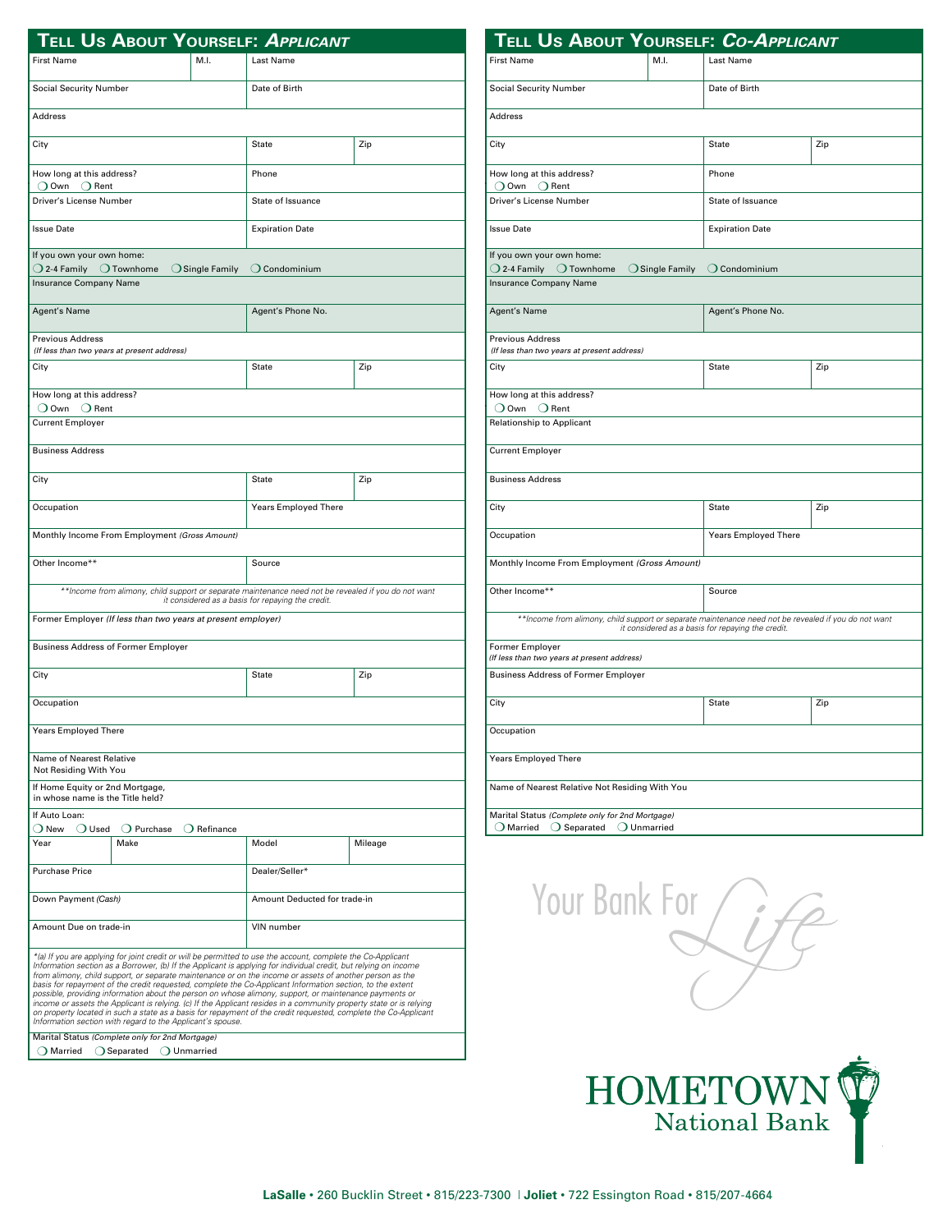## Tell Us About Yourself: *Applicant*

| First Name | M.I. | Last Name | |
|---|---|---|---|
| Social Security Number | | Date of Birth | |
| Address | | | |
| City | | State | Zip |
| How long at this address? ❍ Own ❍ Rent | | Phone | |
| Driver's License Number | | State of Issuance | |
| Issue Date | | Expiration Date | |
| If you own your own home: ❍ 2-4 Family ❍ Townhome ❍ Single Family ❍ Condominium | | | |
| Insurance Company Name | | | |
| Agent's Name | | Agent's Phone No. | |
| Previous Address *(If less than two years at present address)* | | | |
| City | | State | Zip |
| How long at this address? ❍ Own ❍ Rent | | | |
| Current Employer | | | |
| Business Address | | | |
| City | | State | Zip |
| Occupation | | Years Employed There | |
| Monthly Income From Employment *(Gross Amount)* | | | |
| Other Income** | | Source | |

*\*\*Income from alimony, child support or separate maintenance need not be revealed if you do not want it considered as a basis for repaying the credit.*

| Former Employer *(If less than two years at present employer)* | | | |
|---|---|---|---|
| Business Address of Former Employer | | | |
| City | | State | Zip |
| Occupation | | | |
| Years Employed There | | | |
| Name of Nearest Relative Not Residing With You | | | |
| If Home Equity or 2nd Mortgage, in whose name is the Title held? | | | |
| If Auto Loan: ❍ New ❍ Used ❍ Purchase ❍ Refinance | | | |
| Year | Make | Model | Mileage |
| Purchase Price | | Dealer/Seller* | |
| Down Payment *(Cash)* | | Amount Deducted for trade-in | |
| Amount Due on trade-in | | VIN number | |

*\*(a) If you are applying for joint credit or will be permitted to use the account, complete the Co-Applicant Information section as a Borrower, (b) If the Applicant is applying for individual credit, but relying on income from alimony, child support, or separate maintenance or on the income or assets of another person as the basis for repayment of the credit requested, complete the Co-Applicant Information section, to the extent possible, providing information about the person on whose alimony, support, or maintenance payments or income or assets the Applicant is relying. (c) If the Applicant resides in a community property state or is relying on property located in such a state as a basis for repayment of the credit requested, complete the Co-Applicant Information section with regard to the Applicant's spouse.*

Marital Status *(Complete only for 2nd Mortgage)*
❍ Married ❍ Separated ❍ Unmarried

## Tell Us About Yourself: *Co-Applicant*

| First Name | M.I. | Last Name | |
|---|---|---|---|
| Social Security Number | | Date of Birth | |
| Address | | | |
| City | | State | Zip |
| How long at this address? ❍ Own ❍ Rent | | Phone | |
| Driver's License Number | | State of Issuance | |
| Issue Date | | Expiration Date | |
| If you own your own home: ❍ 2-4 Family ❍ Townhome ❍ Single Family ❍ Condominium | | | |
| Insurance Company Name | | | |
| Agent's Name | | Agent's Phone No. | |
| Previous Address *(If less than two years at present address)* | | | |
| City | | State | Zip |
| How long at this address? ❍ Own ❍ Rent | | | |
| Relationship to Applicant | | | |
| Current Employer | | | |
| Business Address | | | |
| City | | State | Zip |
| Occupation | | Years Employed There | |
| Monthly Income From Employment *(Gross Amount)* | | | |
| Other Income** | | Source | |

*\*\*Income from alimony, child support or separate maintenance need not be revealed if you do not want it considered as a basis for repaying the credit.*

| Former Employer *(If less than two years at present address)* | | | |
|---|---|---|---|
| Business Address of Former Employer | | | |
| City | | State | Zip |
| Occupation | | | |
| Years Employed There | | | |
| Name of Nearest Relative Not Residing With You | | | |

Marital Status *(Complete only for 2nd Mortgage)*
❍ Married ❍ Separated ❍ Unmarried

Your Bank For Life

HOMETOWN National Bank

**LaSalle** • 260 Bucklin Street • 815/223-7300 | **Joliet** • 722 Essington Road • 815/207-4664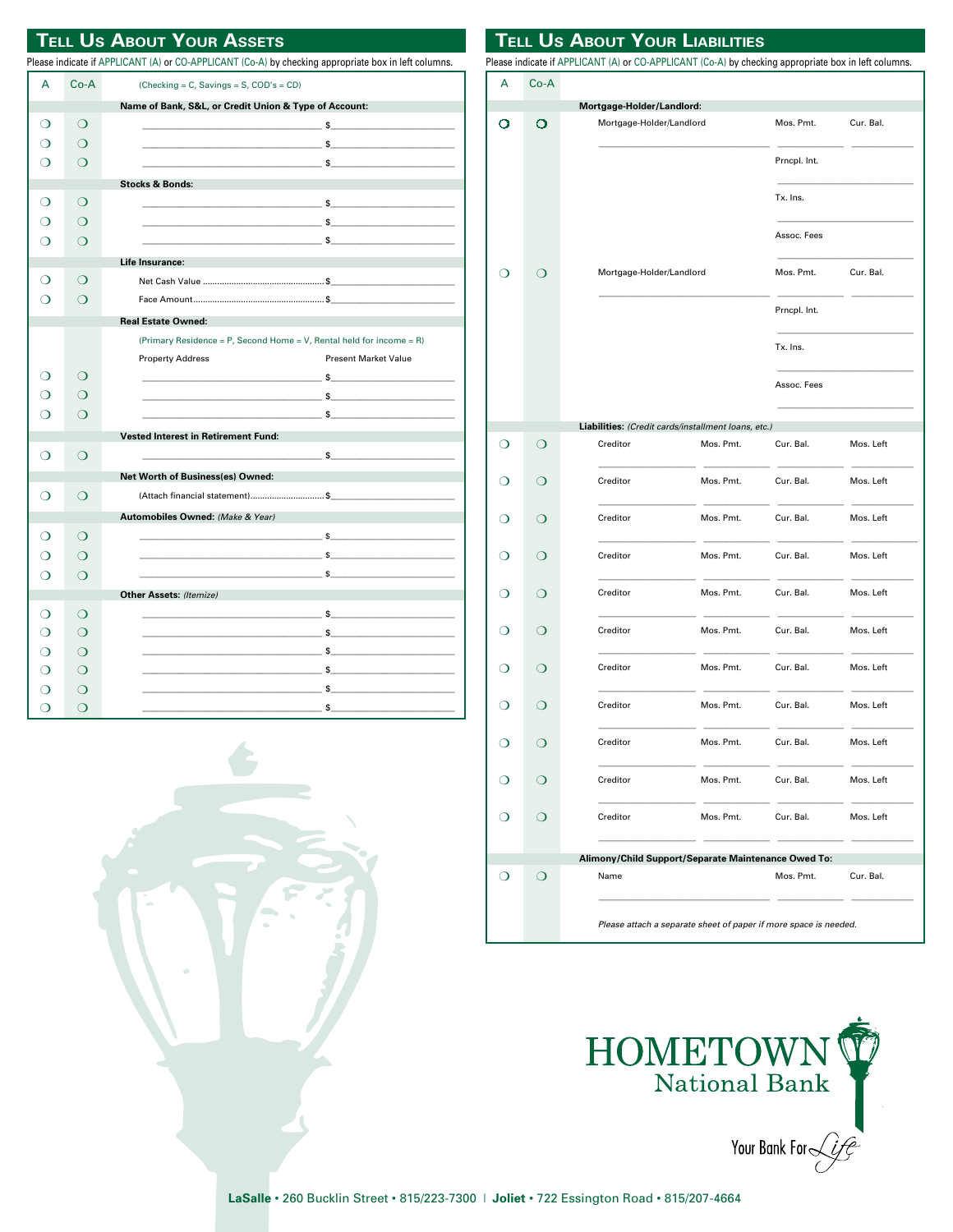## Tell Us About Your Assets

Please indicate if APPLICANT (A) or CO-APPLICANT (Co-A) by checking appropriate box in left columns.

| A | Co-A | (Checking = C, Savings = S, COD's = CD) | |
|---|---|---|---|
| | | **Name of Bank, S&L, or Credit Union & Type of Account:** | |
| ❍ | ❍ | ______________________ | $______________ |
| ❍ | ❍ | ______________________ | $______________ |
| ❍ | ❍ | ______________________ | $______________ |
| | | **Stocks & Bonds:** | |
| ❍ | ❍ | ______________________ | $______________ |
| ❍ | ❍ | ______________________ | $______________ |
| ❍ | ❍ | ______________________ | $______________ |
| | | **Life Insurance:** | |
| ❍ | ❍ | Net Cash Value | $______________ |
| ❍ | ❍ | Face Amount | $______________ |
| | | **Real Estate Owned:** | |
| | | (Primary Residence = P, Second Home = V, Rental held for income = R) | |
| | | Property Address | Present Market Value |
| ❍ | ❍ | ______________________ | $______________ |
| ❍ | ❍ | ______________________ | $______________ |
| ❍ | ❍ | ______________________ | $______________ |
| | | **Vested Interest in Retirement Fund:** | |
| ❍ | ❍ | ______________________ | $______________ |
| | | **Net Worth of Business(es) Owned:** | |
| ❍ | ❍ | (Attach financial statement) | $______________ |
| | | **Automobiles Owned:** *(Make & Year)* | |
| ❍ | ❍ | ______________________ | $______________ |
| ❍ | ❍ | ______________________ | $______________ |
| ❍ | ❍ | ______________________ | $______________ |
| | | **Other Assets:** *(Itemize)* | |
| ❍ | ❍ | ______________________ | $______________ |
| ❍ | ❍ | ______________________ | $______________ |
| ❍ | ❍ | ______________________ | $______________ |
| ❍ | ❍ | ______________________ | $______________ |
| ❍ | ❍ | ______________________ | $______________ |
| ❍ | ❍ | ______________________ | $______________ |

## Tell Us About Your Liabilities

Please indicate if APPLICANT (A) or CO-APPLICANT (Co-A) by checking appropriate box in left columns.

| A | Co-A | | | | |
|---|---|---|---|---|---|
| | | **Mortgage-Holder/Landlord:** | | | |
| ❍ | ❍ | Mortgage-Holder/Landlord | | Mos. Pmt. | Cur. Bal. |
| | | | | Prncpl. Int. | |
| | | | | Tx. Ins. | |
| | | | | Assoc. Fees | |
| ❍ | ❍ | Mortgage-Holder/Landlord | | Mos. Pmt. | Cur. Bal. |
| | | | | Prncpl. Int. | |
| | | | | Tx. Ins. | |
| | | | | Assoc. Fees | |
| | | **Liabilities:** *(Credit cards/installment loans, etc.)* | | | |
| ❍ | ❍ | Creditor | Mos. Pmt. | Cur. Bal. | Mos. Left |
| ❍ | ❍ | Creditor | Mos. Pmt. | Cur. Bal. | Mos. Left |
| ❍ | ❍ | Creditor | Mos. Pmt. | Cur. Bal. | Mos. Left |
| ❍ | ❍ | Creditor | Mos. Pmt. | Cur. Bal. | Mos. Left |
| ❍ | ❍ | Creditor | Mos. Pmt. | Cur. Bal. | Mos. Left |
| ❍ | ❍ | Creditor | Mos. Pmt. | Cur. Bal. | Mos. Left |
| ❍ | ❍ | Creditor | Mos. Pmt. | Cur. Bal. | Mos. Left |
| ❍ | ❍ | Creditor | Mos. Pmt. | Cur. Bal. | Mos. Left |
| ❍ | ❍ | Creditor | Mos. Pmt. | Cur. Bal. | Mos. Left |
| ❍ | ❍ | Creditor | Mos. Pmt. | Cur. Bal. | Mos. Left |
| ❍ | ❍ | Creditor | Mos. Pmt. | Cur. Bal. | Mos. Left |
| | | **Alimony/Child Support/Separate Maintenance Owed To:** | | | |
| ❍ | ❍ | Name | | Mos. Pmt. | Cur. Bal. |

*Please attach a separate sheet of paper if more space is needed.*

HOMETOWN National Bank

Your Bank For Life

**LaSalle** • 260 Bucklin Street • 815/223-7300 | **Joliet** • 722 Essington Road • 815/207-4664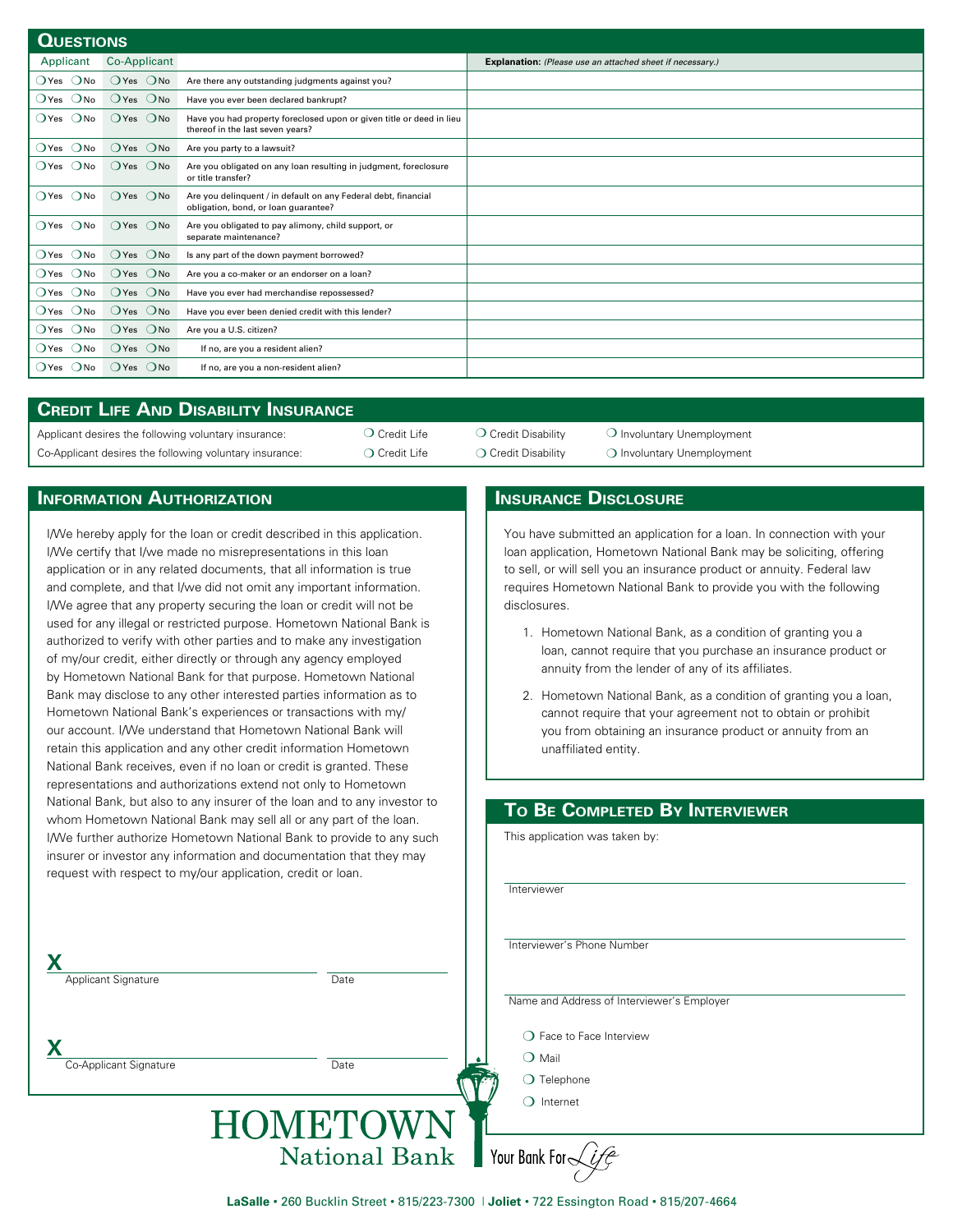## Questions

| Applicant | Co-Applicant | | Explanation: *(Please use an attached sheet if necessary.)* |
|---|---|---|---|
| ❍ Yes ❍ No | ❍ Yes ❍ No | Are there any outstanding judgments against you? | |
| ❍ Yes ❍ No | ❍ Yes ❍ No | Have you ever been declared bankrupt? | |
| ❍ Yes ❍ No | ❍ Yes ❍ No | Have you had property foreclosed upon or given title or deed in lieu thereof in the last seven years? | |
| ❍ Yes ❍ No | ❍ Yes ❍ No | Are you party to a lawsuit? | |
| ❍ Yes ❍ No | ❍ Yes ❍ No | Are you obligated on any loan resulting in judgment, foreclosure or title transfer? | |
| ❍ Yes ❍ No | ❍ Yes ❍ No | Are you delinquent / in default on any Federal debt, financial obligation, bond, or loan guarantee? | |
| ❍ Yes ❍ No | ❍ Yes ❍ No | Are you obligated to pay alimony, child support, or separate maintenance? | |
| ❍ Yes ❍ No | ❍ Yes ❍ No | Is any part of the down payment borrowed? | |
| ❍ Yes ❍ No | ❍ Yes ❍ No | Are you a co-maker or an endorser on a loan? | |
| ❍ Yes ❍ No | ❍ Yes ❍ No | Have you ever had merchandise repossessed? | |
| ❍ Yes ❍ No | ❍ Yes ❍ No | Have you ever been denied credit with this lender? | |
| ❍ Yes ❍ No | ❍ Yes ❍ No | Are you a U.S. citizen? | |
| ❍ Yes ❍ No | ❍ Yes ❍ No | If no, are you a resident alien? | |
| ❍ Yes ❍ No | ❍ Yes ❍ No | If no, are you a non-resident alien? | |

## Credit Life And Disability Insurance

| | | | |
|---|---|---|---|
| Applicant desires the following voluntary insurance: | ❍ Credit Life | ❍ Credit Disability | ❍ Involuntary Unemployment |
| Co-Applicant desires the following voluntary insurance: | ❍ Credit Life | ❍ Credit Disability | ❍ Involuntary Unemployment |

## Information Authorization

I/We hereby apply for the loan or credit described in this application. I/We certify that I/we made no misrepresentations in this loan application or in any related documents, that all information is true and complete, and that I/we did not omit any important information. I/We agree that any property securing the loan or credit will not be used for any illegal or restricted purpose. Hometown National Bank is authorized to verify with other parties and to make any investigation of my/our credit, either directly or through any agency employed by Hometown National Bank for that purpose. Hometown National Bank may disclose to any other interested parties information as to Hometown National Bank's experiences or transactions with my/our account. I/We understand that Hometown National Bank will retain this application and any other credit information Hometown National Bank receives, even if no loan or credit is granted. These representations and authorizations extend not only to Hometown National Bank, but also to any insurer of the loan and to any investor to whom Hometown National Bank may sell all or any part of the loan. I/We further authorize Hometown National Bank to provide to any such insurer or investor any information and documentation that they may request with respect to my/our application, credit or loan.

X ______________________________ Applicant Signature ____________ Date

X ______________________________ Co-Applicant Signature ____________ Date

## Insurance Disclosure

You have submitted an application for a loan. In connection with your loan application, Hometown National Bank may be soliciting, offering to sell, or will sell you an insurance product or annuity. Federal law requires Hometown National Bank to provide you with the following disclosures.

1. Hometown National Bank, as a condition of granting you a loan, cannot require that you purchase an insurance product or annuity from the lender of any of its affiliates.
2. Hometown National Bank, as a condition of granting you a loan, cannot require that your agreement not to obtain or prohibit you from obtaining an insurance product or annuity from an unaffiliated entity.

## To Be Completed By Interviewer

This application was taken by:

______________________________ Interviewer

______________________________ Interviewer's Phone Number

______________________________ Name and Address of Interviewer's Employer

❍ Face to Face Interview

❍ Mail

❍ Telephone

❍ Internet

HOMETOWN National Bank — Your Bank For Life

**LaSalle** • 260 Bucklin Street • 815/223-7300 | **Joliet** • 722 Essington Road • 815/207-4664